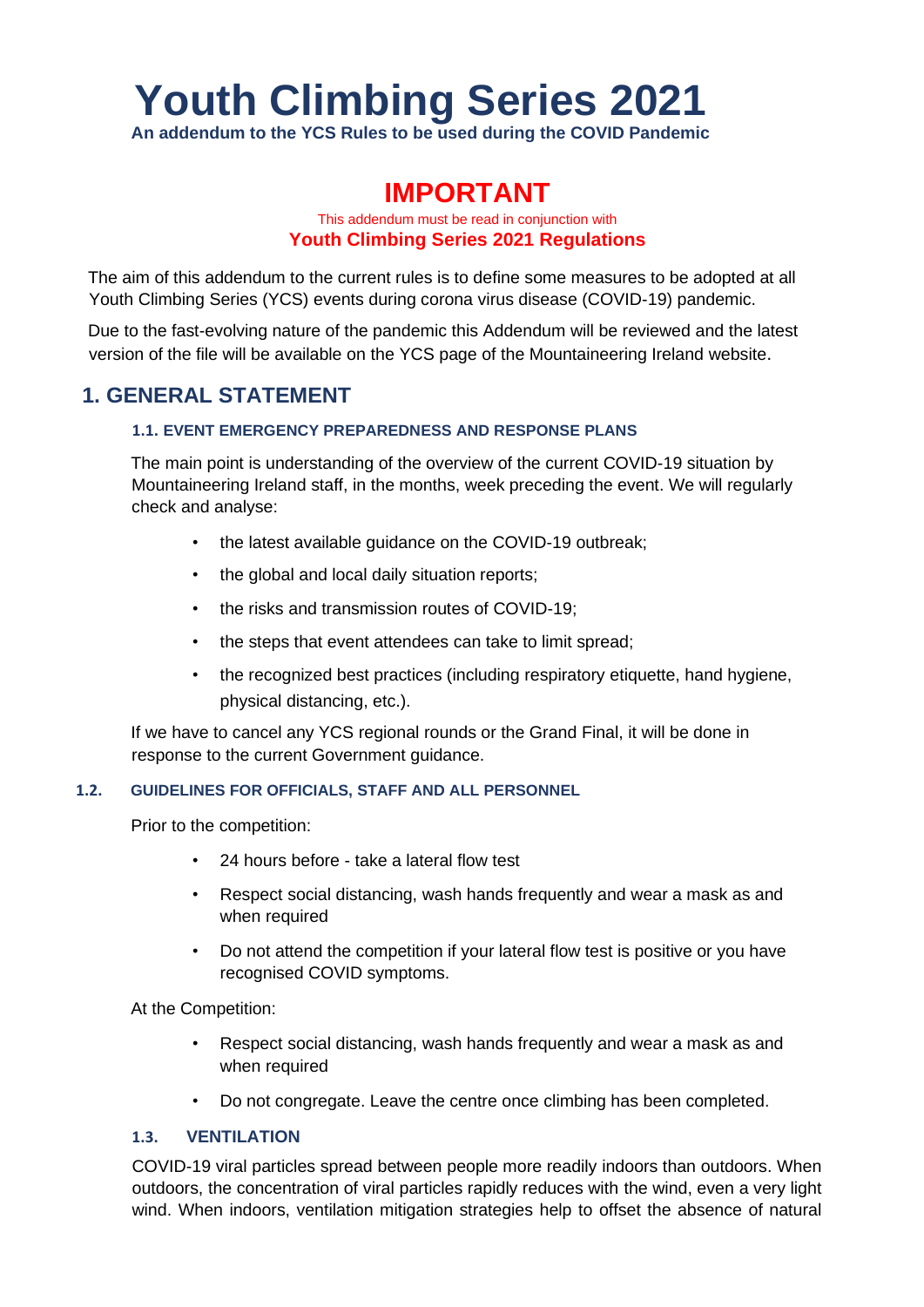# Youth Climbing Series 2021

**An addendum to the YCS Rules to be used during the COVID Pandemic**

## IMPORTANT

This addendum must be read in conjunction with

**Youth Climbing Series 2021 Regulations**

The aim of this addendum to the current rules is to define some measures to be adopted at all Youth Climbing Series (YCS) events during corona virus disease (COVID-19) pandemic.

Due to the fast-evolving nature of the pandemic this Addendum will be reviewed and the latest version of the file will be available on the YCS page of the Mountaineering Ireland website.

## 1. GENERAL STATEMENT

### 1.1. EVENT EMERGENCY PREPAREDNESS AND RESPONSE PLANS

The main point is understanding of the overview of the current COVID-19 situation by Mountaineering Ireland staff, in the months, week preceding the event. We will regularly check and analyse:

- the latest available guidance on the COVID-19 outbreak;
- the global and local daily situation reports;
- the risks and transmission routes of COVID-19;
- the steps that event attendees can take to limit spread;
- the recognized best practices (including respiratory etiquette, hand hygiene, physical distancing, etc.).

If we have to cancel any YCS regional rounds or the Grand Final, it will be done in response to the current Government guidance.

### 1.2. GUIDELINES FOR OFFICIALS, STAFF AND ALL PERSONNEL

Prior to the competition:

- 24 hours before - take a lateral flow test
- Respect social distancing, wash hands frequently and wear a mask as and when required
- Do not attend the competition if your lateral flow test is positive or you have recognised COVID symptoms.

At the Competition:

- Respect social distancing, wash hands frequently and wear a mask as and when required
- Do not congregate. Leave the centre once climbing has been completed.

### 1.3. VENTILATION

COVID-19 viral particles spread between people more readily indoors than outdoors. When outdoors, the concentration of viral particles rapidly reduces with the wind, even a very light wind. When indoors, ventilation mitigation strategies help to offset the absence of natural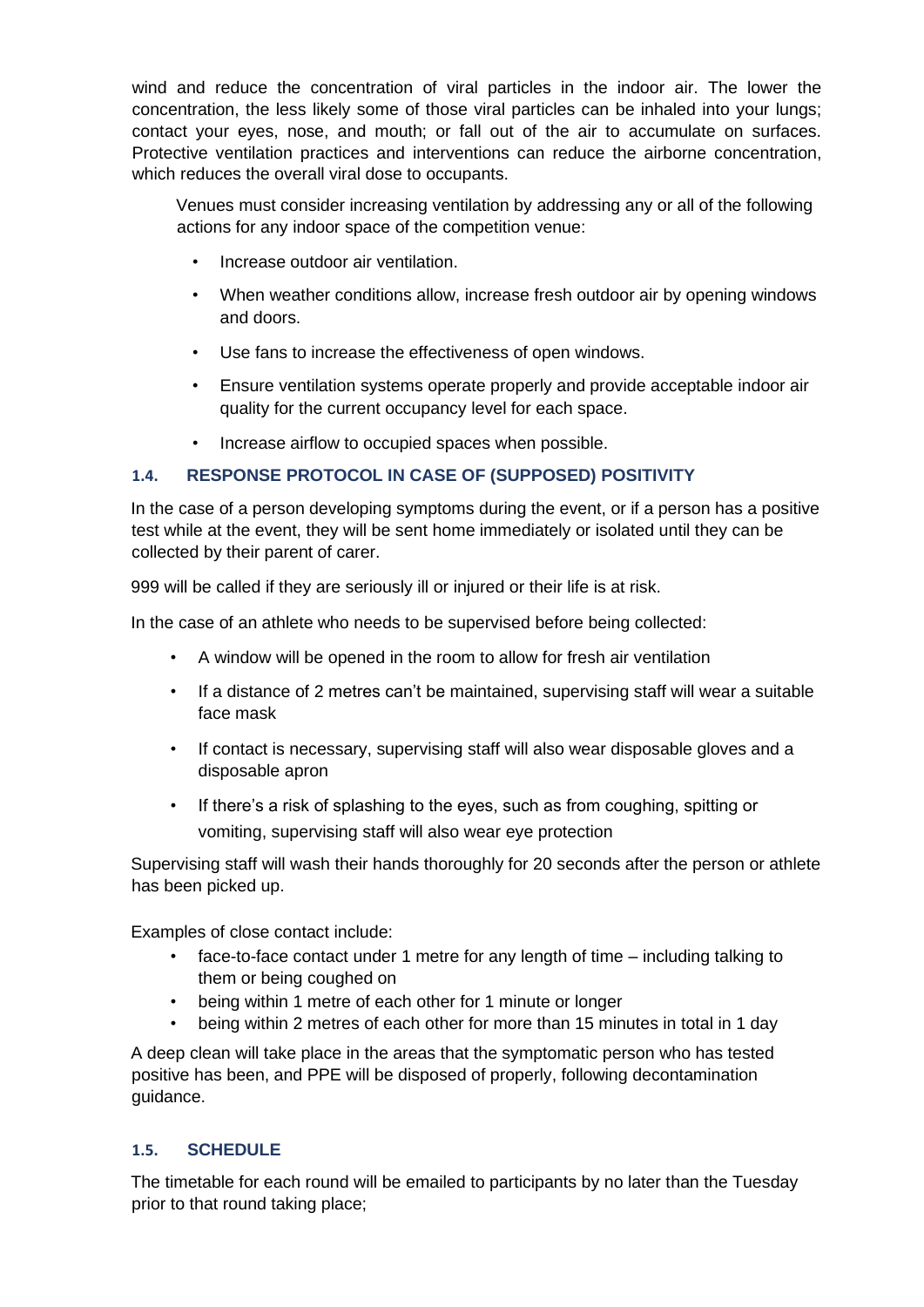wind and reduce the concentration of viral particles in the indoor air. The lower the concentration, the less likely some of those viral particles can be inhaled into your lungs; contact your eyes, nose, and mouth; or fall out of the air to accumulate on surfaces. Protective ventilation practices and interventions can reduce the airborne concentration, which reduces the overall viral dose to occupants.

Venues must consider increasing ventilation by addressing any or all of the following actions for any indoor space of the competition venue:

- Increase outdoor air ventilation.
- When weather conditions allow, increase fresh outdoor air by opening windows and doors.
- Use fans to increase the effectiveness of open windows.
- Ensure ventilation systems operate properly and provide acceptable indoor air quality for the current occupancy level for each space.
- Increase airflow to occupied spaces when possible.

### 1.4. RESPONSE PROTOCOL IN CASE OF (SUPPOSED) POSITIVITY

In the case of a person developing symptoms during the event, or if a person has a positive test while at the event, they will be sent home immediately or isolated until they can be collected by their parent of carer.

999 will be called if they are seriously ill or injured or their life is at risk.

In the case of an athlete who needs to be supervised before being collected:

- A window will be opened in the room to allow for fresh air ventilation
- If a distance of 2 metres can't be maintained, supervising staff will wear a suitable face mask
- If contact is necessary, supervising staff will also wear disposable gloves and a disposable apron
- If there's a risk of splashing to the eyes, such as from coughing, spitting or vomiting, supervising staff will also wear eye protection

Supervising staff will wash their hands thoroughly for 20 seconds after the person or athlete has been picked up.

Examples of close contact include:

- face-to-face contact under 1 metre for any length of time – including talking to them or being coughed on
- being within 1 metre of each other for 1 minute or longer
- being within 2 metres of each other for more than 15 minutes in total in 1 day

A deep clean will take place in the areas that the symptomatic person who has tested positive has been, and PPE will be disposed of properly, following decontamination guidance.

### 1.5. SCHEDULE

The timetable for each round will be emailed to participants by no later than the Tuesday prior to that round taking place;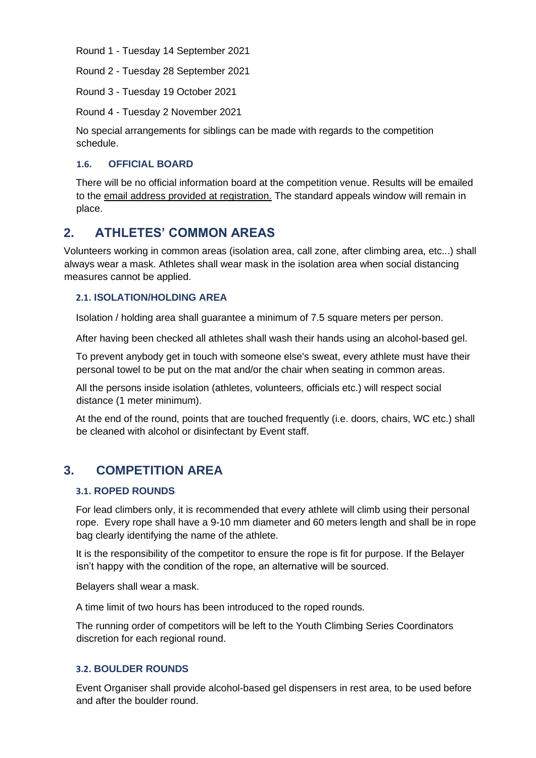Round 1 - Tuesday 14 September 2021

Round 2 - Tuesday 28 September 2021

Round 3 - Tuesday 19 October 2021

Round 4 - Tuesday 2 November 2021

No special arrangements for siblings can be made with regards to the competition schedule.

### 1.6. OFFICIAL BOARD

There will be no official information board at the competition venue. Results will be emailed to the email address provided at registration. The standard appeals window will remain in place.

## 2. ATHLETES' COMMON AREAS

Volunteers working in common areas (isolation area, call zone, after climbing area, etc...) shall always wear a mask. Athletes shall wear mask in the isolation area when social distancing measures cannot be applied.

### 2.1. ISOLATION/HOLDING AREA

Isolation / holding area shall guarantee a minimum of 7.5 square meters per person.

After having been checked all athletes shall wash their hands using an alcohol-based gel.

To prevent anybody get in touch with someone else's sweat, every athlete must have their personal towel to be put on the mat and/or the chair when seating in common areas.

All the persons inside isolation (athletes, volunteers, officials etc.) will respect social distance (1 meter minimum).

At the end of the round, points that are touched frequently (i.e. doors, chairs, WC etc.) shall be cleaned with alcohol or disinfectant by Event staff.

## 3. COMPETITION AREA

### 3.1. ROPED ROUNDS

For lead climbers only, it is recommended that every athlete will climb using their personal rope. Every rope shall have a 9-10 mm diameter and 60 meters length and shall be in rope bag clearly identifying the name of the athlete.

It is the responsibility of the competitor to ensure the rope is fit for purpose. If the Belayer isn't happy with the condition of the rope, an alternative will be sourced.

Belayers shall wear a mask.

A time limit of two hours has been introduced to the roped rounds.

The running order of competitors will be left to the Youth Climbing Series Coordinators discretion for each regional round.

### 3.2. BOULDER ROUNDS

Event Organiser shall provide alcohol-based gel dispensers in rest area, to be used before and after the boulder round.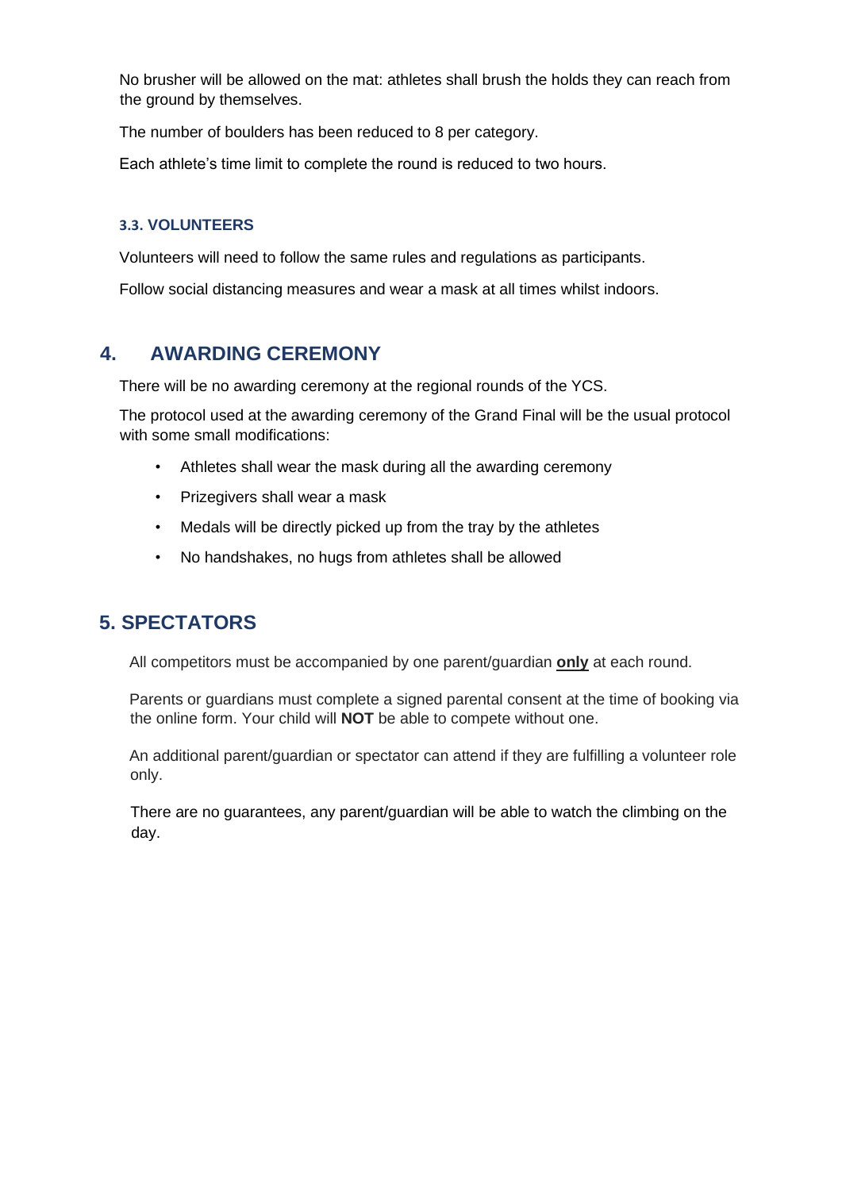No brusher will be allowed on the mat: athletes shall brush the holds they can reach from the ground by themselves.

The number of boulders has been reduced to 8 per category.

Each athlete's time limit to complete the round is reduced to two hours.

### 3.3. VOLUNTEERS

Volunteers will need to follow the same rules and regulations as participants.

Follow social distancing measures and wear a mask at all times whilst indoors.

## 4. AWARDING CEREMONY

There will be no awarding ceremony at the regional rounds of the YCS.

The protocol used at the awarding ceremony of the Grand Final will be the usual protocol with some small modifications:

- Athletes shall wear the mask during all the awarding ceremony
- Prizegivers shall wear a mask
- Medals will be directly picked up from the tray by the athletes
- No handshakes, no hugs from athletes shall be allowed

## 5. SPECTATORS

All competitors must be accompanied by one parent/guardian **only** at each round.

Parents or guardians must complete a signed parental consent at the time of booking via the online form. Your child will **NOT** be able to compete without one.

An additional parent/guardian or spectator can attend if they are fulfilling a volunteer role only.

There are no guarantees, any parent/guardian will be able to watch the climbing on the day.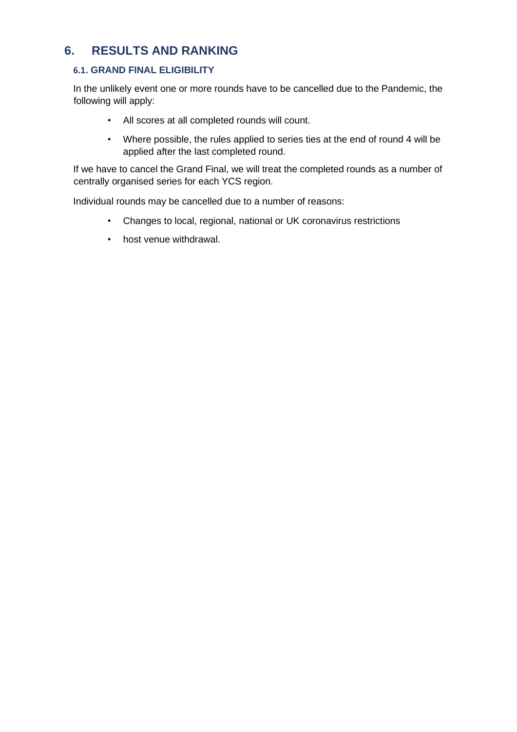# 6. RESULTS AND RANKING

### 6.1. GRAND FINAL ELIGIBILITY

In the unlikely event one or more rounds have to be cancelled due to the Pandemic, the following will apply:

- All scores at all completed rounds will count.
- Where possible, the rules applied to series ties at the end of round 4 will be applied after the last completed round.

If we have to cancel the Grand Final, we will treat the completed rounds as a number of centrally organised series for each YCS region.

Individual rounds may be cancelled due to a number of reasons:

- Changes to local, regional, national or UK coronavirus restrictions
- host venue withdrawal.